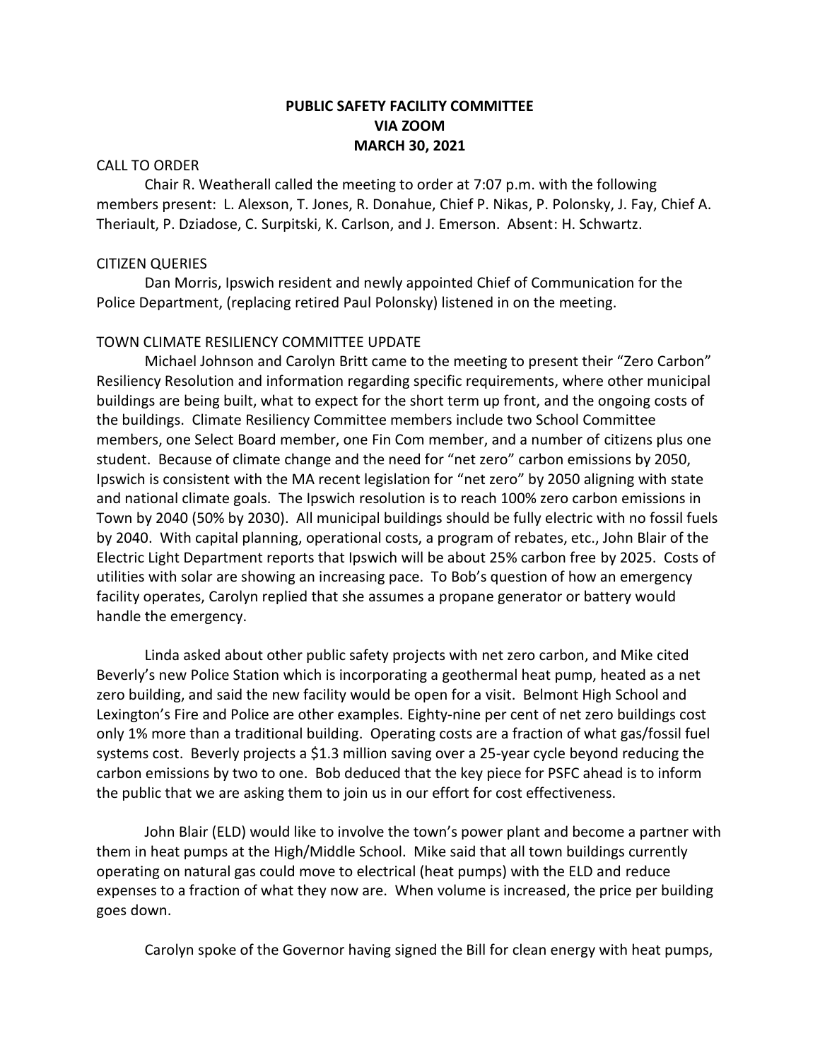# PUBLIC SAFETY FACILITY COMMITTEE
# VIA ZOOM
# MARCH 30, 2021

CALL TO ORDER

Chair R. Weatherall called the meeting to order at 7:07 p.m. with the following members present: L. Alexson, T. Jones, R. Donahue, Chief P. Nikas, P. Polonsky, J. Fay, Chief A. Theriault, P. Dziadose, C. Surpitski, K. Carlson, and J. Emerson. Absent: H. Schwartz.

CITIZEN QUERIES

Dan Morris, Ipswich resident and newly appointed Chief of Communication for the Police Department, (replacing retired Paul Polonsky) listened in on the meeting.

TOWN CLIMATE RESILIENCY COMMITTEE UPDATE

Michael Johnson and Carolyn Britt came to the meeting to present their "Zero Carbon" Resiliency Resolution and information regarding specific requirements, where other municipal buildings are being built, what to expect for the short term up front, and the ongoing costs of the buildings. Climate Resiliency Committee members include two School Committee members, one Select Board member, one Fin Com member, and a number of citizens plus one student. Because of climate change and the need for "net zero" carbon emissions by 2050, Ipswich is consistent with the MA recent legislation for "net zero" by 2050 aligning with state and national climate goals. The Ipswich resolution is to reach 100% zero carbon emissions in Town by 2040 (50% by 2030). All municipal buildings should be fully electric with no fossil fuels by 2040. With capital planning, operational costs, a program of rebates, etc., John Blair of the Electric Light Department reports that Ipswich will be about 25% carbon free by 2025. Costs of utilities with solar are showing an increasing pace. To Bob's question of how an emergency facility operates, Carolyn replied that she assumes a propane generator or battery would handle the emergency.

Linda asked about other public safety projects with net zero carbon, and Mike cited Beverly's new Police Station which is incorporating a geothermal heat pump, heated as a net zero building, and said the new facility would be open for a visit. Belmont High School and Lexington's Fire and Police are other examples. Eighty-nine per cent of net zero buildings cost only 1% more than a traditional building. Operating costs are a fraction of what gas/fossil fuel systems cost. Beverly projects a $1.3 million saving over a 25-year cycle beyond reducing the carbon emissions by two to one. Bob deduced that the key piece for PSFC ahead is to inform the public that we are asking them to join us in our effort for cost effectiveness.

John Blair (ELD) would like to involve the town's power plant and become a partner with them in heat pumps at the High/Middle School. Mike said that all town buildings currently operating on natural gas could move to electrical (heat pumps) with the ELD and reduce expenses to a fraction of what they now are. When volume is increased, the price per building goes down.

Carolyn spoke of the Governor having signed the Bill for clean energy with heat pumps,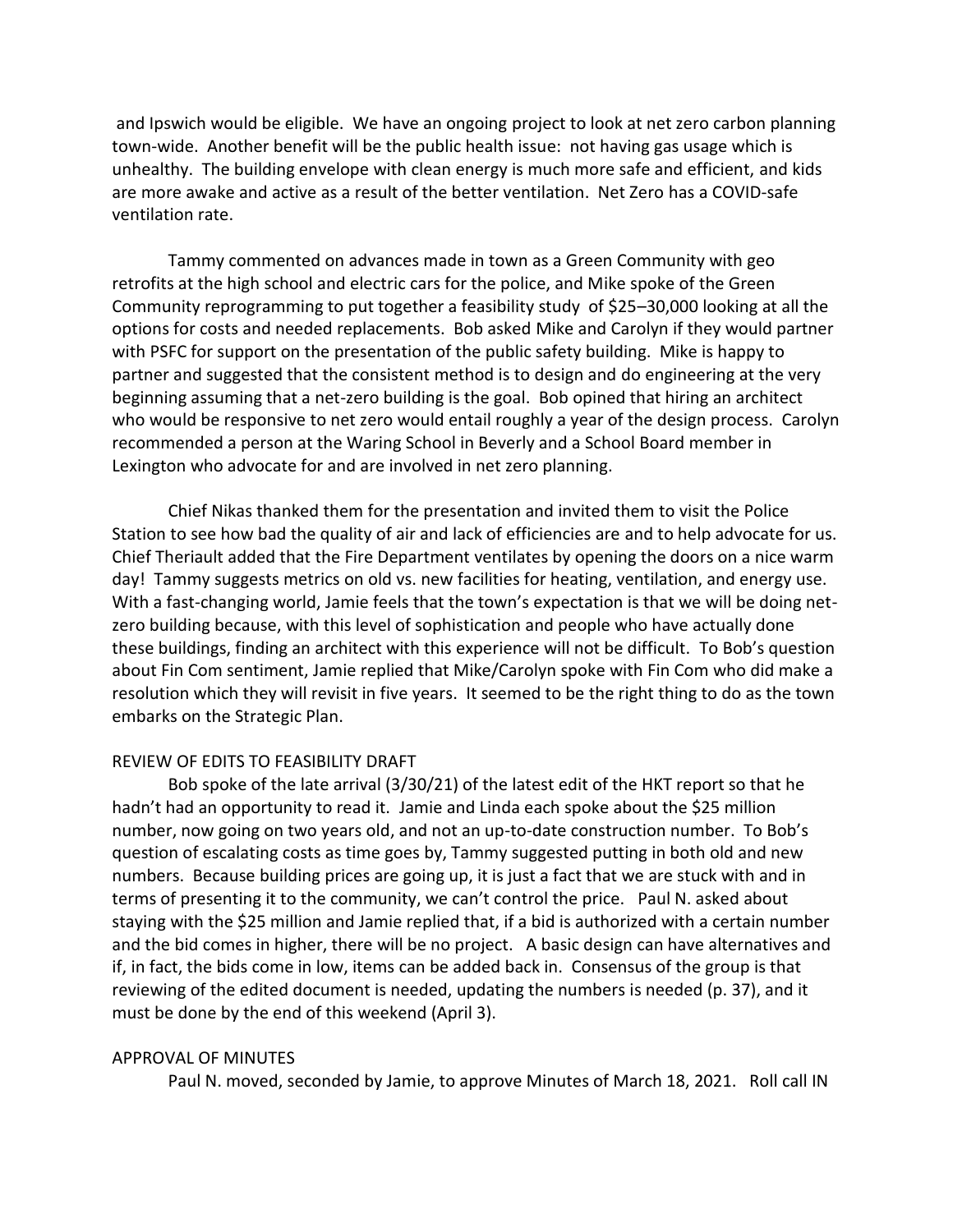and Ipswich would be eligible. We have an ongoing project to look at net zero carbon planning town-wide. Another benefit will be the public health issue: not having gas usage which is unhealthy. The building envelope with clean energy is much more safe and efficient, and kids are more awake and active as a result of the better ventilation. Net Zero has a COVID-safe ventilation rate.

Tammy commented on advances made in town as a Green Community with geo retrofits at the high school and electric cars for the police, and Mike spoke of the Green Community reprogramming to put together a feasibility study of $25–30,000 looking at all the options for costs and needed replacements. Bob asked Mike and Carolyn if they would partner with PSFC for support on the presentation of the public safety building. Mike is happy to partner and suggested that the consistent method is to design and do engineering at the very beginning assuming that a net-zero building is the goal. Bob opined that hiring an architect who would be responsive to net zero would entail roughly a year of the design process. Carolyn recommended a person at the Waring School in Beverly and a School Board member in Lexington who advocate for and are involved in net zero planning.

Chief Nikas thanked them for the presentation and invited them to visit the Police Station to see how bad the quality of air and lack of efficiencies are and to help advocate for us. Chief Theriault added that the Fire Department ventilates by opening the doors on a nice warm day! Tammy suggests metrics on old vs. new facilities for heating, ventilation, and energy use. With a fast-changing world, Jamie feels that the town's expectation is that we will be doing net-zero building because, with this level of sophistication and people who have actually done these buildings, finding an architect with this experience will not be difficult. To Bob's question about Fin Com sentiment, Jamie replied that Mike/Carolyn spoke with Fin Com who did make a resolution which they will revisit in five years. It seemed to be the right thing to do as the town embarks on the Strategic Plan.

REVIEW OF EDITS TO FEASIBILITY DRAFT

Bob spoke of the late arrival (3/30/21) of the latest edit of the HKT report so that he hadn't had an opportunity to read it. Jamie and Linda each spoke about the $25 million number, now going on two years old, and not an up-to-date construction number. To Bob's question of escalating costs as time goes by, Tammy suggested putting in both old and new numbers. Because building prices are going up, it is just a fact that we are stuck with and in terms of presenting it to the community, we can't control the price. Paul N. asked about staying with the $25 million and Jamie replied that, if a bid is authorized with a certain number and the bid comes in higher, there will be no project. A basic design can have alternatives and if, in fact, the bids come in low, items can be added back in. Consensus of the group is that reviewing of the edited document is needed, updating the numbers is needed (p. 37), and it must be done by the end of this weekend (April 3).

APPROVAL OF MINUTES

Paul N. moved, seconded by Jamie, to approve Minutes of March 18, 2021. Roll call IN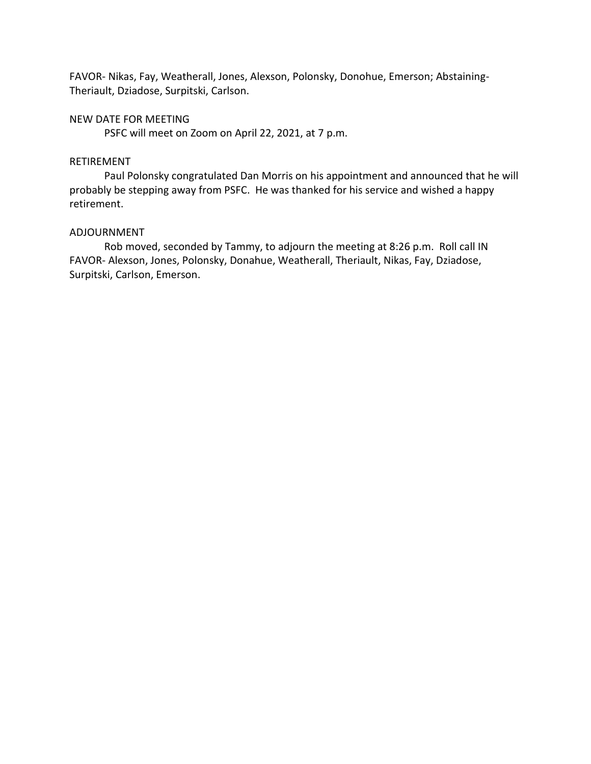FAVOR- Nikas, Fay, Weatherall, Jones, Alexson, Polonsky, Donohue, Emerson; Abstaining- Theriault, Dziadose, Surpitski, Carlson.

NEW DATE FOR MEETING

PSFC will meet on Zoom on April 22, 2021, at 7 p.m.

RETIREMENT

Paul Polonsky congratulated Dan Morris on his appointment and announced that he will probably be stepping away from PSFC. He was thanked for his service and wished a happy retirement.

ADJOURNMENT

Rob moved, seconded by Tammy, to adjourn the meeting at 8:26 p.m. Roll call IN FAVOR- Alexson, Jones, Polonsky, Donahue, Weatherall, Theriault, Nikas, Fay, Dziadose, Surpitski, Carlson, Emerson.